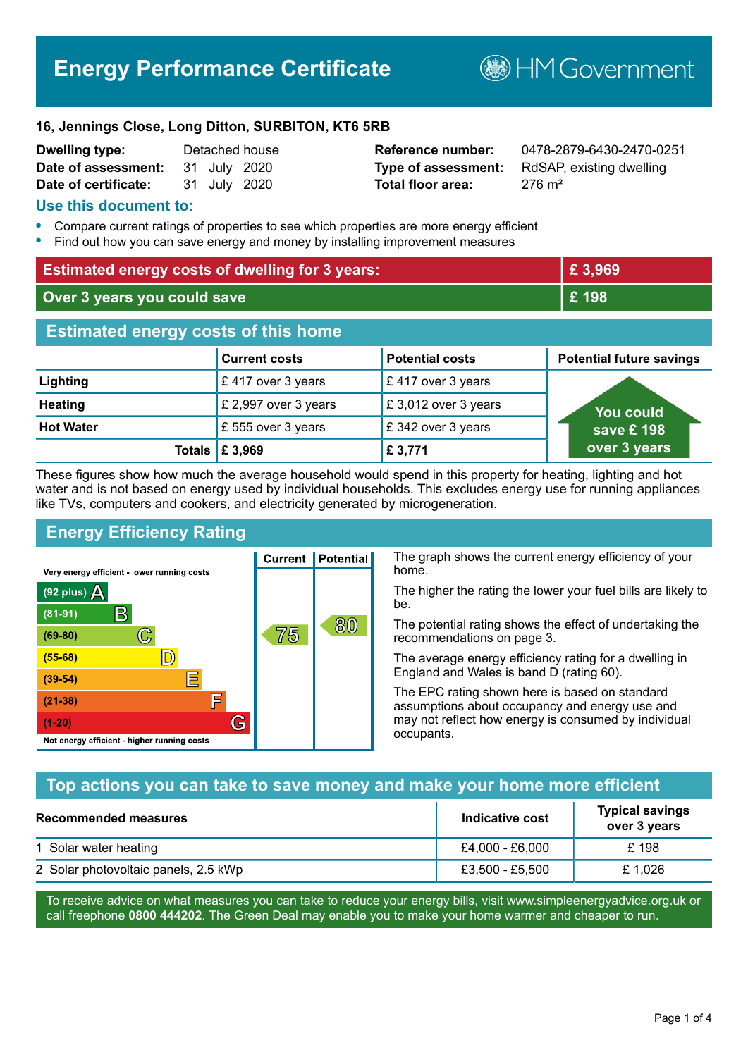# Energy Performance Certificate

HM Government

**16, Jennings Close, Long Ditton, SURBITON, KT6 5RB**

| | | | |
|---|---|---|---|
| **Dwelling type:** | Detached house | **Reference number:** | 0478-2879-6430-2470-0251 |
| **Date of assessment:** | 31 July 2020 | **Type of assessment:** | RdSAP, existing dwelling |
| **Date of certificate:** | 31 July 2020 | **Total floor area:** | 276 m² |

## Use this document to:

- Compare current ratings of properties to see which properties are more energy efficient
- Find out how you can save energy and money by installing improvement measures

| | |
|---|---|
| **Estimated energy costs of dwelling for 3 years:** | **£ 3,969** |
| **Over 3 years you could save** | **£ 198** |

## Estimated energy costs of this home

| | Current costs | Potential costs | Potential future savings |
|---|---|---|---|
| **Lighting** | £ 417 over 3 years | £ 417 over 3 years | You could save £ 198 over 3 years |
| **Heating** | £ 2,997 over 3 years | £ 3,012 over 3 years | |
| **Hot Water** | £ 555 over 3 years | £ 342 over 3 years | |
| **Totals** | **£ 3,969** | **£ 3,771** | |

These figures show how much the average household would spend in this property for heating, lighting and hot water and is not based on energy used by individual households. This excludes energy use for running appliances like TVs, computers and cookers, and electricity generated by microgeneration.

## Energy Efficiency Rating

Very energy efficient - lower running costs

| Rating | Band | Current | Potential |
|---|---|---|---|
| (92 plus) | A | | |
| (81-91) | B | | |
| (69-80) | C | 75 | 80 |
| (55-68) | D | | |
| (39-54) | E | | |
| (21-38) | F | | |
| (1-20) | G | | |

Not energy efficient - higher running costs

The graph shows the current energy efficiency of your home.

The higher the rating the lower your fuel bills are likely to be.

The potential rating shows the effect of undertaking the recommendations on page 3.

The average energy efficiency rating for a dwelling in England and Wales is band D (rating 60).

The EPC rating shown here is based on standard assumptions about occupancy and energy use and may not reflect how energy is consumed by individual occupants.

## Top actions you can take to save money and make your home more efficient

| Recommended measures | Indicative cost | Typical savings over 3 years |
|---|---|---|
| 1 Solar water heating | £4,000 - £6,000 | £ 198 |
| 2 Solar photovoltaic panels, 2.5 kWp | £3,500 - £5,500 | £ 1,026 |

To receive advice on what measures you can take to reduce your energy bills, visit www.simpleenergyadvice.org.uk or call freephone **0800 444202**. The Green Deal may enable you to make your home warmer and cheaper to run.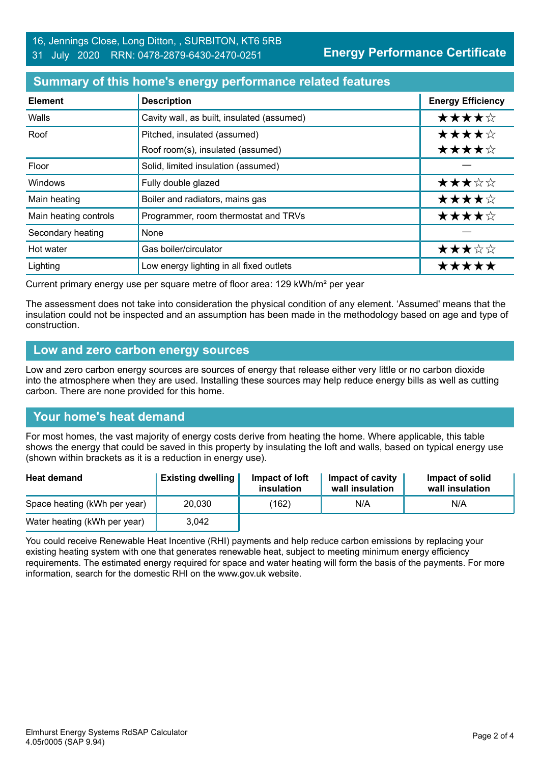16, Jennings Close, Long Ditton, , SURBITON, KT6 5RB
31 July 2020 RRN: 0478-2879-6430-2470-0251

**Energy Performance Certificate**

## Summary of this home's energy performance related features

| Element | Description | Energy Efficiency |
|---|---|---|
| Walls | Cavity wall, as built, insulated (assumed) | ★★★★☆ |
| Roof | Pitched, insulated (assumed) | ★★★★☆ |
| | Roof room(s), insulated (assumed) | ★★★★☆ |
| Floor | Solid, limited insulation (assumed) | — |
| Windows | Fully double glazed | ★★★☆☆ |
| Main heating | Boiler and radiators, mains gas | ★★★★☆ |
| Main heating controls | Programmer, room thermostat and TRVs | ★★★★☆ |
| Secondary heating | None | — |
| Hot water | Gas boiler/circulator | ★★★☆☆ |
| Lighting | Low energy lighting in all fixed outlets | ★★★★★ |

Current primary energy use per square metre of floor area: 129 kWh/m² per year

The assessment does not take into consideration the physical condition of any element. 'Assumed' means that the insulation could not be inspected and an assumption has been made in the methodology based on age and type of construction.

## Low and zero carbon energy sources

Low and zero carbon energy sources are sources of energy that release either very little or no carbon dioxide into the atmosphere when they are used. Installing these sources may help reduce energy bills as well as cutting carbon. There are none provided for this home.

## Your home's heat demand

For most homes, the vast majority of energy costs derive from heating the home. Where applicable, this table shows the energy that could be saved in this property by insulating the loft and walls, based on typical energy use (shown within brackets as it is a reduction in energy use).

| Heat demand | Existing dwelling | Impact of loft insulation | Impact of cavity wall insulation | Impact of solid wall insulation |
|---|---|---|---|---|
| Space heating (kWh per year) | 20,030 | (162) | N/A | N/A |
| Water heating (kWh per year) | 3,042 | | | |

You could receive Renewable Heat Incentive (RHI) payments and help reduce carbon emissions by replacing your existing heating system with one that generates renewable heat, subject to meeting minimum energy efficiency requirements. The estimated energy required for space and water heating will form the basis of the payments. For more information, search for the domestic RHI on the www.gov.uk website.

Elmhurst Energy Systems RdSAP Calculator
4.05r0005 (SAP 9.94)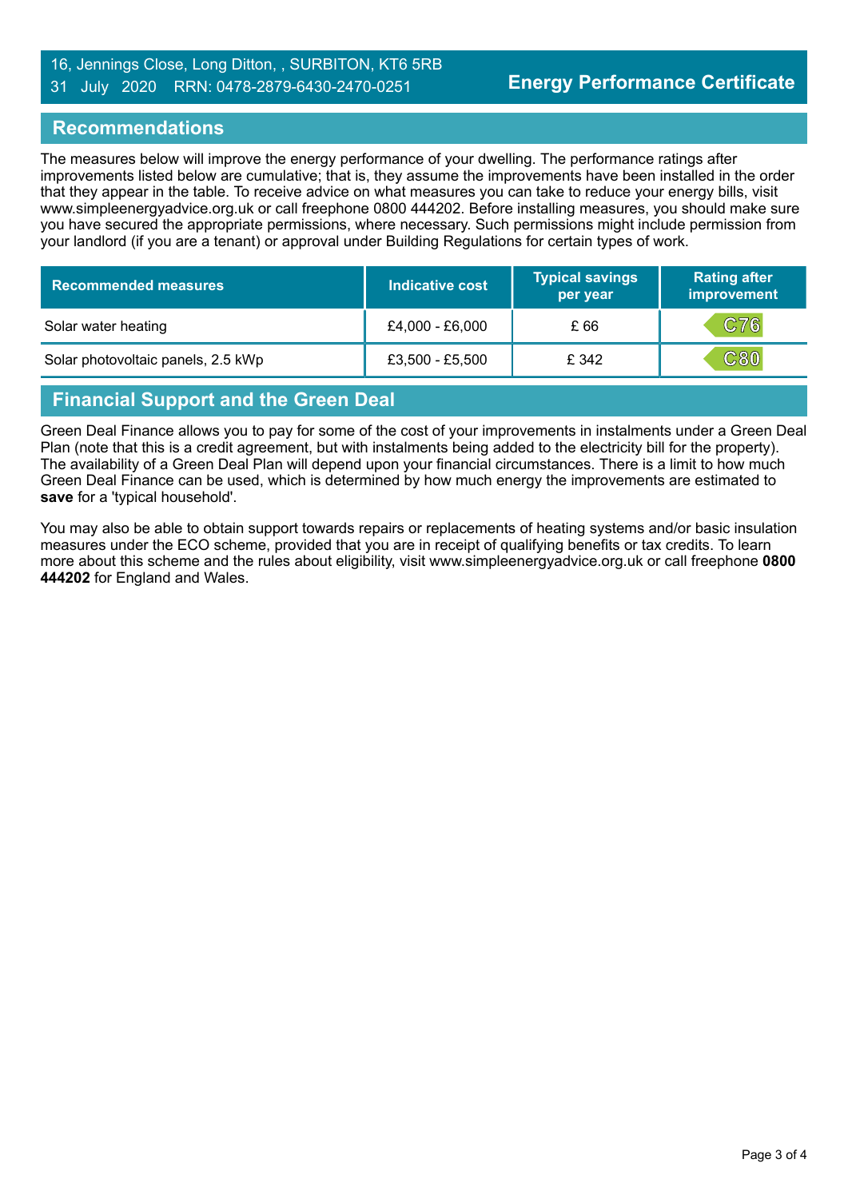16, Jennings Close, Long Ditton, , SURBITON, KT6 5RB
31 July 2020 RRN: 0478-2879-6430-2470-0251

**Energy Performance Certificate**

## Recommendations

The measures below will improve the energy performance of your dwelling. The performance ratings after improvements listed below are cumulative; that is, they assume the improvements have been installed in the order that they appear in the table. To receive advice on what measures you can take to reduce your energy bills, visit www.simpleenergyadvice.org.uk or call freephone 0800 444202. Before installing measures, you should make sure you have secured the appropriate permissions, where necessary. Such permissions might include permission from your landlord (if you are a tenant) or approval under Building Regulations for certain types of work.

| Recommended measures | Indicative cost | Typical savings per year | Rating after improvement |
|---|---|---|---|
| Solar water heating | £4,000 - £6,000 | £ 66 | C76 |
| Solar photovoltaic panels, 2.5 kWp | £3,500 - £5,500 | £ 342 | C80 |

## Financial Support and the Green Deal

Green Deal Finance allows you to pay for some of the cost of your improvements in instalments under a Green Deal Plan (note that this is a credit agreement, but with instalments being added to the electricity bill for the property). The availability of a Green Deal Plan will depend upon your financial circumstances. There is a limit to how much Green Deal Finance can be used, which is determined by how much energy the improvements are estimated to **save** for a 'typical household'.

You may also be able to obtain support towards repairs or replacements of heating systems and/or basic insulation measures under the ECO scheme, provided that you are in receipt of qualifying benefits or tax credits. To learn more about this scheme and the rules about eligibility, visit www.simpleenergyadvice.org.uk or call freephone **0800 444202** for England and Wales.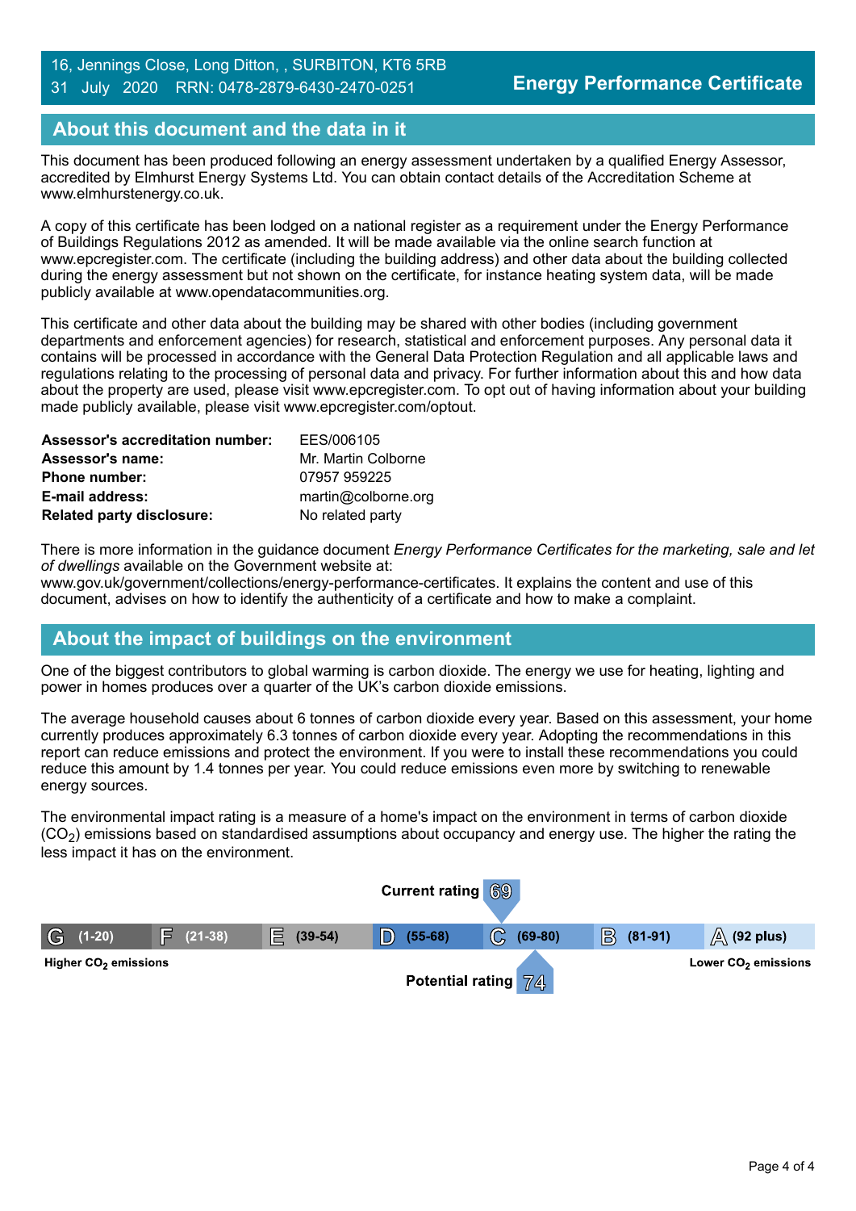16, Jennings Close, Long Ditton, , SURBITON, KT6 5RB
31 July 2020 RRN: 0478-2879-6430-2470-0251

**Energy Performance Certificate**

## About this document and the data in it

This document has been produced following an energy assessment undertaken by a qualified Energy Assessor, accredited by Elmhurst Energy Systems Ltd. You can obtain contact details of the Accreditation Scheme at www.elmhurstenergy.co.uk.

A copy of this certificate has been lodged on a national register as a requirement under the Energy Performance of Buildings Regulations 2012 as amended. It will be made available via the online search function at www.epcregister.com. The certificate (including the building address) and other data about the building collected during the energy assessment but not shown on the certificate, for instance heating system data, will be made publicly available at www.opendatacommunities.org.

This certificate and other data about the building may be shared with other bodies (including government departments and enforcement agencies) for research, statistical and enforcement purposes. Any personal data it contains will be processed in accordance with the General Data Protection Regulation and all applicable laws and regulations relating to the processing of personal data and privacy. For further information about this and how data about the property are used, please visit www.epcregister.com. To opt out of having information about your building made publicly available, please visit www.epcregister.com/optout.

| | |
|---|---|
| **Assessor's accreditation number:** | EES/006105 |
| **Assessor's name:** | Mr. Martin Colborne |
| **Phone number:** | 07957 959225 |
| **E-mail address:** | martin@colborne.org |
| **Related party disclosure:** | No related party |

There is more information in the guidance document *Energy Performance Certificates for the marketing, sale and let of dwellings* available on the Government website at: www.gov.uk/government/collections/energy-performance-certificates. It explains the content and use of this document, advises on how to identify the authenticity of a certificate and how to make a complaint.

## About the impact of buildings on the environment

One of the biggest contributors to global warming is carbon dioxide. The energy we use for heating, lighting and power in homes produces over a quarter of the UK's carbon dioxide emissions.

The average household causes about 6 tonnes of carbon dioxide every year. Based on this assessment, your home currently produces approximately 6.3 tonnes of carbon dioxide every year. Adopting the recommendations in this report can reduce emissions and protect the environment. If you were to install these recommendations you could reduce this amount by 1.4 tonnes per year. You could reduce emissions even more by switching to renewable energy sources.

The environmental impact rating is a measure of a home's impact on the environment in terms of carbon dioxide ($CO_2$) emissions based on standardised assumptions about occupancy and energy use. The higher the rating the less impact it has on the environment.

Current rating 69

G (1-20)
F (21-38)
E (39-54)
D (55-68)
C (69-80)
B (81-91)
A (92 plus)

Higher $CO_2$ emissions
Lower $CO_2$ emissions

Potential rating 74